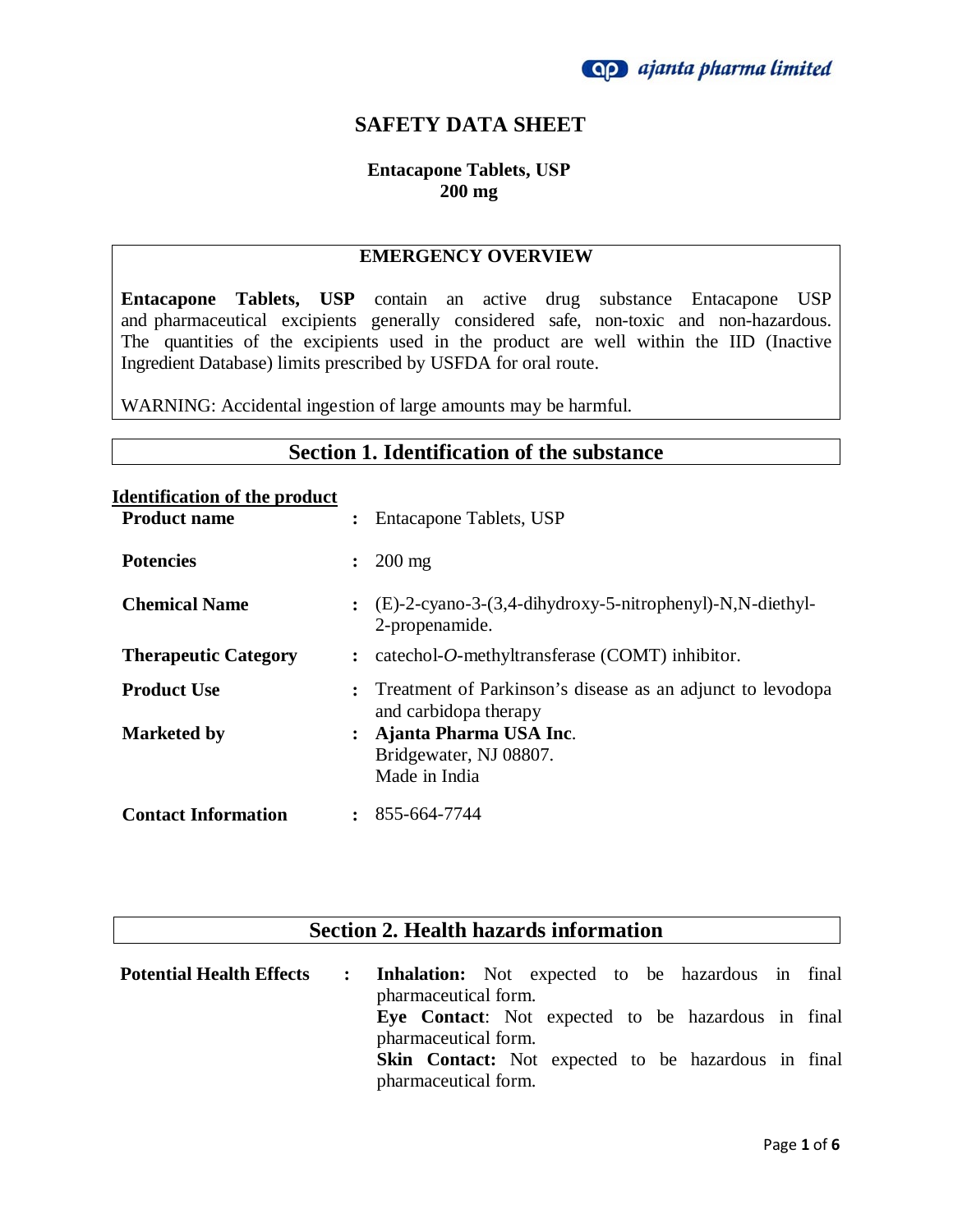# SAFETY DATA SHEET

**Entacapone Tablets, USP**
**200 mg**

## EMERGENCY OVERVIEW

**Entacapone Tablets, USP** contain an active drug substance Entacapone USP and pharmaceutical excipients generally considered safe, non-toxic and non-hazardous. The quantities of the excipients used in the product are well within the IID (Inactive Ingredient Database) limits prescribed by USFDA for oral route.

WARNING: Accidental ingestion of large amounts may be harmful.

## Section 1. Identification of the substance

**Identification of the product**

| | | |
|---|---|---|
| **Product name** | : | Entacapone Tablets, USP |
| **Potencies** | : | 200 mg |
| **Chemical Name** | : | (E)-2-cyano-3-(3,4-dihydroxy-5-nitrophenyl)-N,N-diethyl-2-propenamide. |
| **Therapeutic Category** | : | catechol-*O*-methyltransferase (COMT) inhibitor. |
| **Product Use** | : | Treatment of Parkinson's disease as an adjunct to levodopa and carbidopa therapy |
| **Marketed by** | : | **Ajanta Pharma USA Inc**.<br>Bridgewater, NJ 08807.<br>Made in India |
| **Contact Information** | : | 855-664-7744 |

## Section 2. Health hazards information

**Potential Health Effects** :

**Inhalation:** Not expected to be hazardous in final pharmaceutical form.

**Eye Contact**: Not expected to be hazardous in final pharmaceutical form.

**Skin Contact:** Not expected to be hazardous in final pharmaceutical form.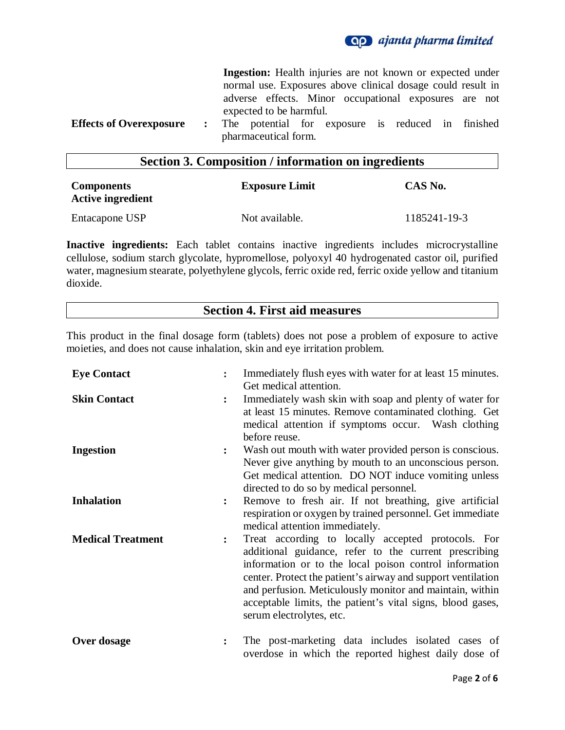**Ingestion:** Health injuries are not known or expected under normal use. Exposures above clinical dosage could result in adverse effects. Minor occupational exposures are not expected to be harmful.

**Effects of Overexposure** : The potential for exposure is reduced in finished pharmaceutical form.

## Section 3. Composition / information on ingredients

| Components<br>Active ingredient | Exposure Limit | CAS No. |
|---|---|---|
| Entacapone USP | Not available. | 1185241-19-3 |

**Inactive ingredients:** Each tablet contains inactive ingredients includes microcrystalline cellulose, sodium starch glycolate, hypromellose, polyoxyl 40 hydrogenated castor oil, purified water, magnesium stearate, polyethylene glycols, ferric oxide red, ferric oxide yellow and titanium dioxide.

## Section 4. First aid measures

This product in the final dosage form (tablets) does not pose a problem of exposure to active moieties, and does not cause inhalation, skin and eye irritation problem.

**Eye Contact** : Immediately flush eyes with water for at least 15 minutes. Get medical attention.

**Skin Contact** : Immediately wash skin with soap and plenty of water for at least 15 minutes. Remove contaminated clothing. Get medical attention if symptoms occur. Wash clothing before reuse.

**Ingestion** : Wash out mouth with water provided person is conscious. Never give anything by mouth to an unconscious person. Get medical attention. DO NOT induce vomiting unless directed to do so by medical personnel.

**Inhalation** : Remove to fresh air. If not breathing, give artificial respiration or oxygen by trained personnel. Get immediate medical attention immediately.

**Medical Treatment** : Treat according to locally accepted protocols. For additional guidance, refer to the current prescribing information or to the local poison control information center. Protect the patient's airway and support ventilation and perfusion. Meticulously monitor and maintain, within acceptable limits, the patient's vital signs, blood gases, serum electrolytes, etc.

**Over dosage** : The post-marketing data includes isolated cases of overdose in which the reported highest daily dose of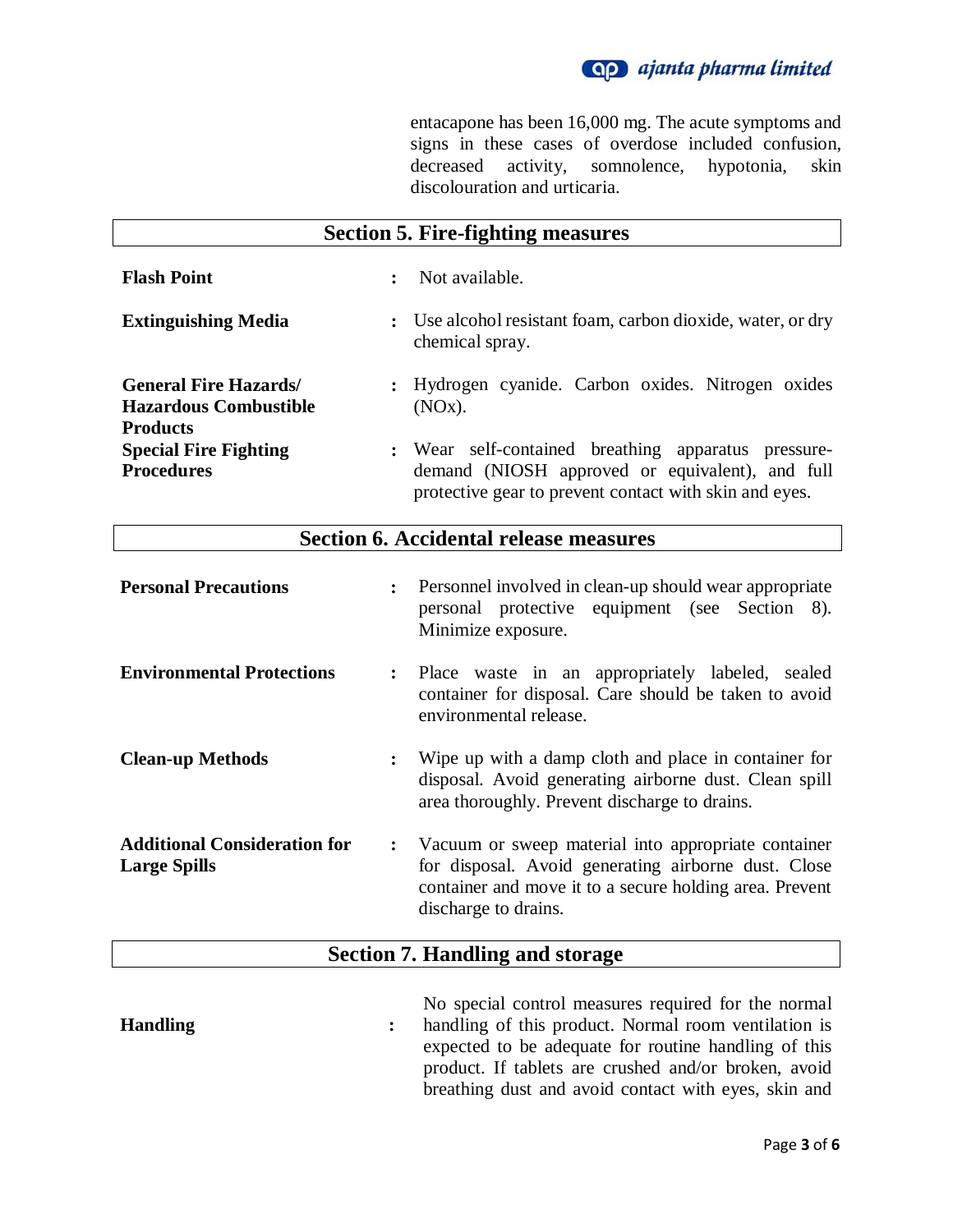entacapone has been 16,000 mg. The acute symptoms and signs in these cases of overdose included confusion, decreased activity, somnolence, hypotonia, skin discolouration and urticaria.

## Section 5. Fire-fighting measures

| | | |
|---|---|---|
| **Flash Point** | : | Not available. |
| **Extinguishing Media** | : | Use alcohol resistant foam, carbon dioxide, water, or dry chemical spray. |
| **General Fire Hazards/ Hazardous Combustible Products** | : | Hydrogen cyanide. Carbon oxides. Nitrogen oxides (NOx). |
| **Special Fire Fighting Procedures** | : | Wear self-contained breathing apparatus pressure-demand (NIOSH approved or equivalent), and full protective gear to prevent contact with skin and eyes. |

## Section 6. Accidental release measures

| | | |
|---|---|---|
| **Personal Precautions** | : | Personnel involved in clean-up should wear appropriate personal protective equipment (see Section 8). Minimize exposure. |
| **Environmental Protections** | : | Place waste in an appropriately labeled, sealed container for disposal. Care should be taken to avoid environmental release. |
| **Clean-up Methods** | : | Wipe up with a damp cloth and place in container for disposal. Avoid generating airborne dust. Clean spill area thoroughly. Prevent discharge to drains. |
| **Additional Consideration for Large Spills** | : | Vacuum or sweep material into appropriate container for disposal. Avoid generating airborne dust. Close container and move it to a secure holding area. Prevent discharge to drains. |

## Section 7. Handling and storage

| | | |
|---|---|---|
| **Handling** | : | No special control measures required for the normal handling of this product. Normal room ventilation is expected to be adequate for routine handling of this product. If tablets are crushed and/or broken, avoid breathing dust and avoid contact with eyes, skin and |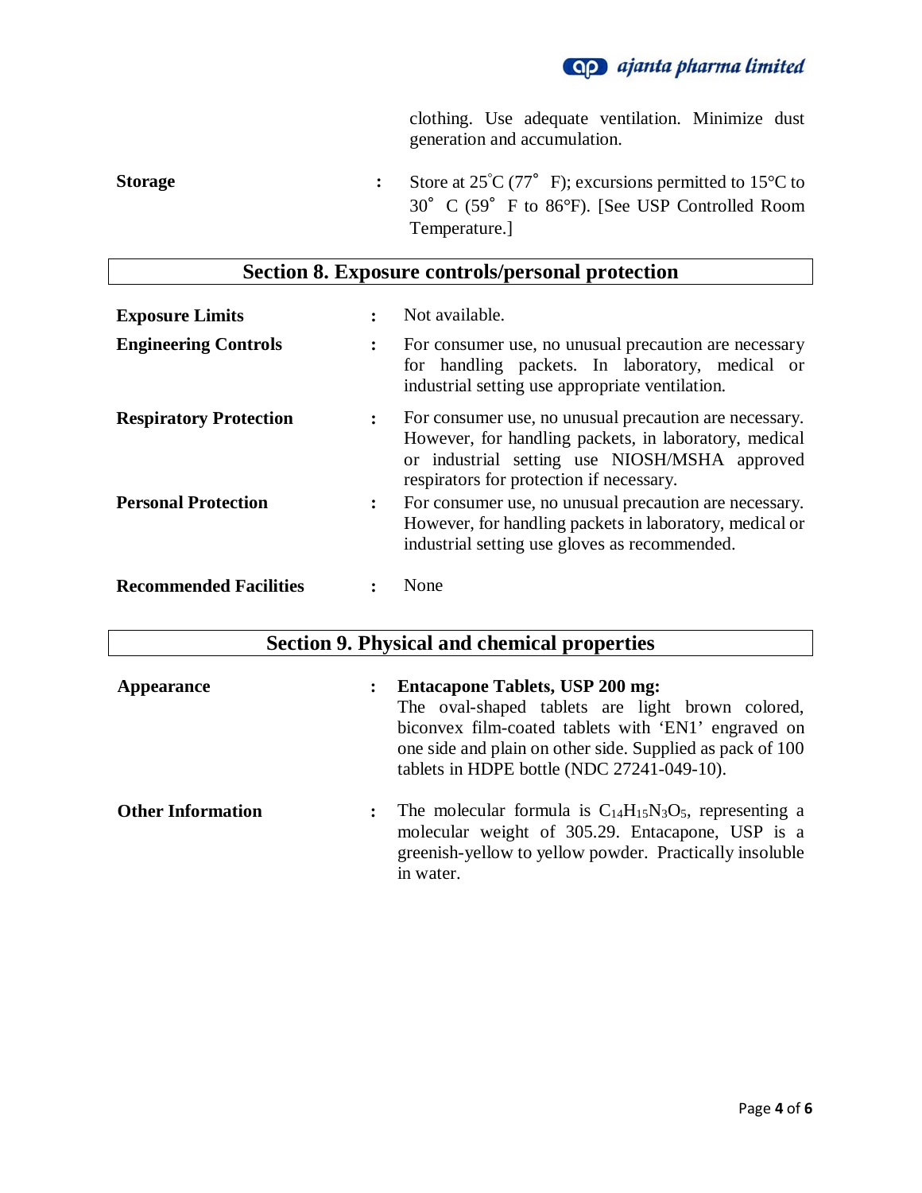clothing. Use adequate ventilation. Minimize dust generation and accumulation.

**Storage** : Store at 25°C (77° F); excursions permitted to 15°C to 30° C (59° F to 86°F). [See USP Controlled Room Temperature.]

## Section 8. Exposure controls/personal protection

**Exposure Limits** : Not available.

**Engineering Controls** : For consumer use, no unusual precaution are necessary for handling packets. In laboratory, medical or industrial setting use appropriate ventilation.

**Respiratory Protection** : For consumer use, no unusual precaution are necessary. However, for handling packets, in laboratory, medical or industrial setting use NIOSH/MSHA approved respirators for protection if necessary.

**Personal Protection** : For consumer use, no unusual precaution are necessary. However, for handling packets in laboratory, medical or industrial setting use gloves as recommended.

**Recommended Facilities** : None

## Section 9. Physical and chemical properties

**Appearance** : **Entacapone Tablets, USP 200 mg:** The oval-shaped tablets are light brown colored, biconvex film-coated tablets with 'EN1' engraved on one side and plain on other side. Supplied as pack of 100 tablets in HDPE bottle (NDC 27241-049-10).

**Other Information** : The molecular formula is $C_{14}H_{15}N_3O_5$, representing a molecular weight of 305.29. Entacapone, USP is a greenish-yellow to yellow powder. Practically insoluble in water.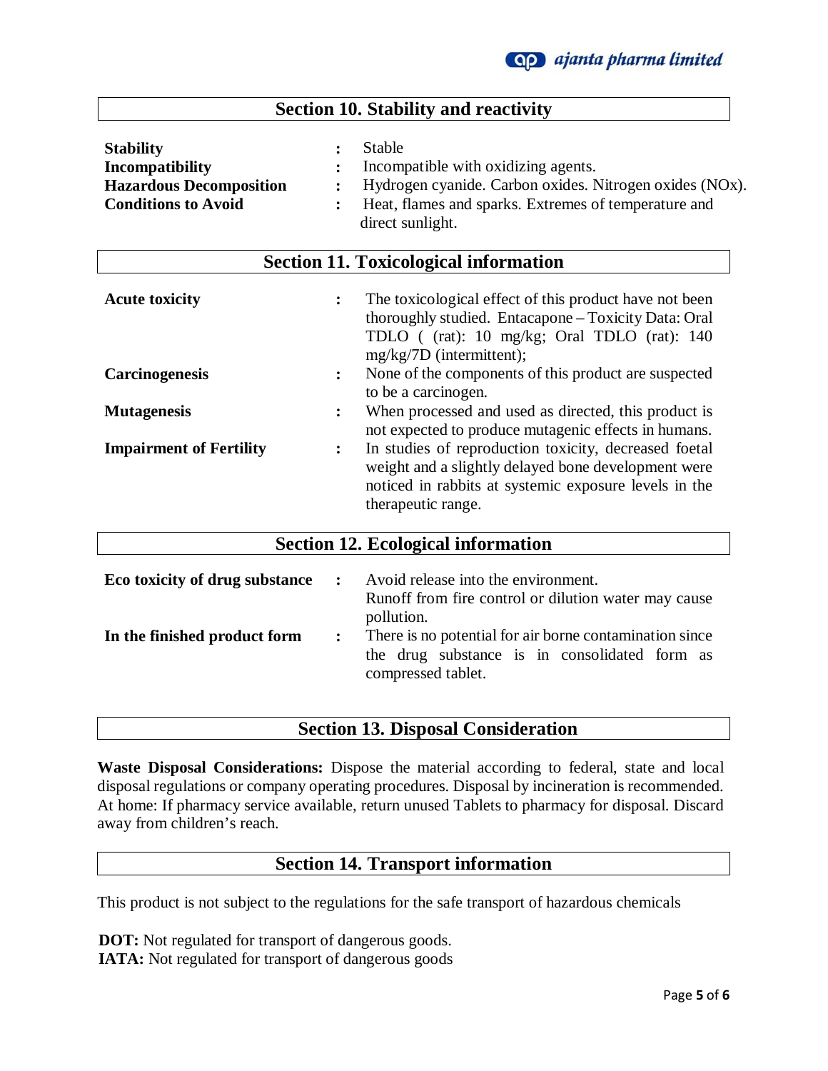## Section 10. Stability and reactivity

**Stability** : Stable

**Incompatibility** : Incompatible with oxidizing agents.

**Hazardous Decomposition** : Hydrogen cyanide. Carbon oxides. Nitrogen oxides (NOx).

**Conditions to Avoid** : Heat, flames and sparks. Extremes of temperature and direct sunlight.

## Section 11. Toxicological information

**Acute toxicity** : The toxicological effect of this product have not been thoroughly studied. Entacapone – Toxicity Data: Oral TDLO ( (rat): 10 mg/kg; Oral TDLO (rat): 140 mg/kg/7D (intermittent);

**Carcinogenesis** : None of the components of this product are suspected to be a carcinogen.

**Mutagenesis** : When processed and used as directed, this product is not expected to produce mutagenic effects in humans.

**Impairment of Fertility** : In studies of reproduction toxicity, decreased foetal weight and a slightly delayed bone development were noticed in rabbits at systemic exposure levels in the therapeutic range.

## Section 12. Ecological information

**Eco toxicity of drug substance** : Avoid release into the environment. Runoff from fire control or dilution water may cause pollution.

**In the finished product form** : There is no potential for air borne contamination since the drug substance is in consolidated form as compressed tablet.

## Section 13. Disposal Consideration

**Waste Disposal Considerations:** Dispose the material according to federal, state and local disposal regulations or company operating procedures. Disposal by incineration is recommended. At home: If pharmacy service available, return unused Tablets to pharmacy for disposal. Discard away from children's reach.

## Section 14. Transport information

This product is not subject to the regulations for the safe transport of hazardous chemicals

**DOT:** Not regulated for transport of dangerous goods.
**IATA:** Not regulated for transport of dangerous goods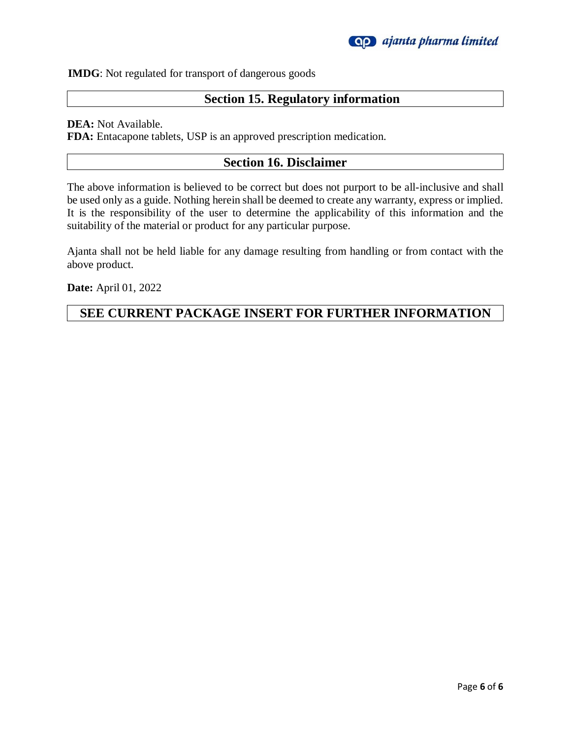**IMDG**: Not regulated for transport of dangerous goods

## Section 15. Regulatory information

**DEA:** Not Available.
**FDA:** Entacapone tablets, USP is an approved prescription medication.

## Section 16. Disclaimer

The above information is believed to be correct but does not purport to be all-inclusive and shall be used only as a guide. Nothing herein shall be deemed to create any warranty, express or implied. It is the responsibility of the user to determine the applicability of this information and the suitability of the material or product for any particular purpose.

Ajanta shall not be held liable for any damage resulting from handling or from contact with the above product.

**Date:** April 01, 2022

## SEE CURRENT PACKAGE INSERT FOR FURTHER INFORMATION